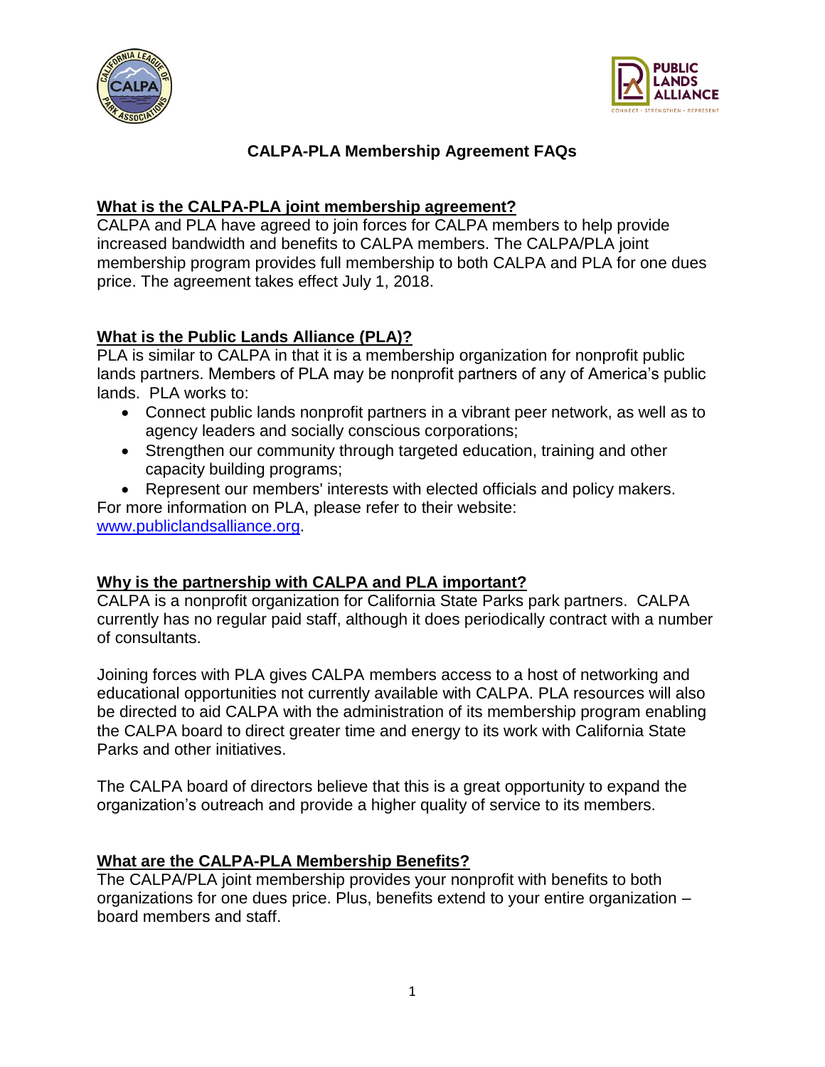# CALPA-PLA Membership Agreement FAQs

## What is the CALPA-PLA joint membership agreement?

CALPA and PLA have agreed to join forces for CALPA members to help provide increased bandwidth and benefits to CALPA members. The CALPA/PLA joint membership program provides full membership to both CALPA and PLA for one dues price. The agreement takes effect July 1, 2018.

## What is the Public Lands Alliance (PLA)?

PLA is similar to CALPA in that it is a membership organization for nonprofit public lands partners. Members of PLA may be nonprofit partners of any of America's public lands. PLA works to:

- Connect public lands nonprofit partners in a vibrant peer network, as well as to agency leaders and socially conscious corporations;
- Strengthen our community through targeted education, training and other capacity building programs;
- Represent our members' interests with elected officials and policy makers.

For more information on PLA, please refer to their website: www.publiclandsalliance.org.

## Why is the partnership with CALPA and PLA important?

CALPA is a nonprofit organization for California State Parks park partners. CALPA currently has no regular paid staff, although it does periodically contract with a number of consultants.

Joining forces with PLA gives CALPA members access to a host of networking and educational opportunities not currently available with CALPA. PLA resources will also be directed to aid CALPA with the administration of its membership program enabling the CALPA board to direct greater time and energy to its work with California State Parks and other initiatives.

The CALPA board of directors believe that this is a great opportunity to expand the organization's outreach and provide a higher quality of service to its members.

## What are the CALPA-PLA Membership Benefits?

The CALPA/PLA joint membership provides your nonprofit with benefits to both organizations for one dues price. Plus, benefits extend to your entire organization – board members and staff.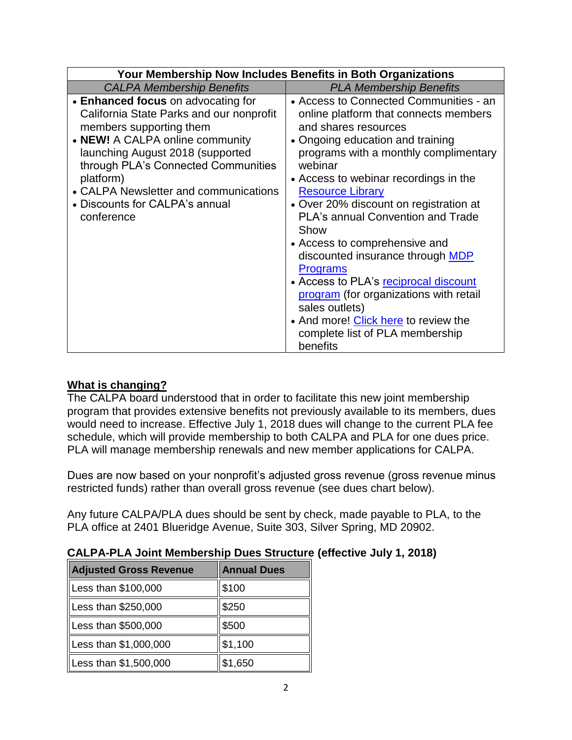| Your Membership Now Includes Benefits in Both Organizations | |
|---|---|
| *CALPA Membership Benefits* | *PLA Membership Benefits* |
| • **Enhanced focus** on advocating for California State Parks and our nonprofit members supporting them<br>• **NEW!** A CALPA online community launching August 2018 (supported through PLA's Connected Communities platform)<br>• CALPA Newsletter and communications<br>• Discounts for CALPA's annual conference | • Access to Connected Communities - an online platform that connects members and shares resources<br>• Ongoing education and training programs with a monthly complimentary webinar<br>• Access to webinar recordings in the Resource Library<br>• Over 20% discount on registration at PLA's annual Convention and Trade Show<br>• Access to comprehensive and discounted insurance through MDP Programs<br>• Access to PLA's reciprocal discount program (for organizations with retail sales outlets)<br>• And more! Click here to review the complete list of PLA membership benefits |

## What is changing?

The CALPA board understood that in order to facilitate this new joint membership program that provides extensive benefits not previously available to its members, dues would need to increase. Effective July 1, 2018 dues will change to the current PLA fee schedule, which will provide membership to both CALPA and PLA for one dues price. PLA will manage membership renewals and new member applications for CALPA.

Dues are now based on your nonprofit's adjusted gross revenue (gross revenue minus restricted funds) rather than overall gross revenue (see dues chart below).

Any future CALPA/PLA dues should be sent by check, made payable to PLA, to the PLA office at 2401 Blueridge Avenue, Suite 303, Silver Spring, MD 20902.

**CALPA-PLA Joint Membership Dues Structure (effective July 1, 2018)**

| Adjusted Gross Revenue | Annual Dues |
|---|---|
| Less than $100,000 | $100 |
| Less than $250,000 | $250 |
| Less than $500,000 | $500 |
| Less than $1,000,000 | $1,100 |
| Less than $1,500,000 | $1,650 |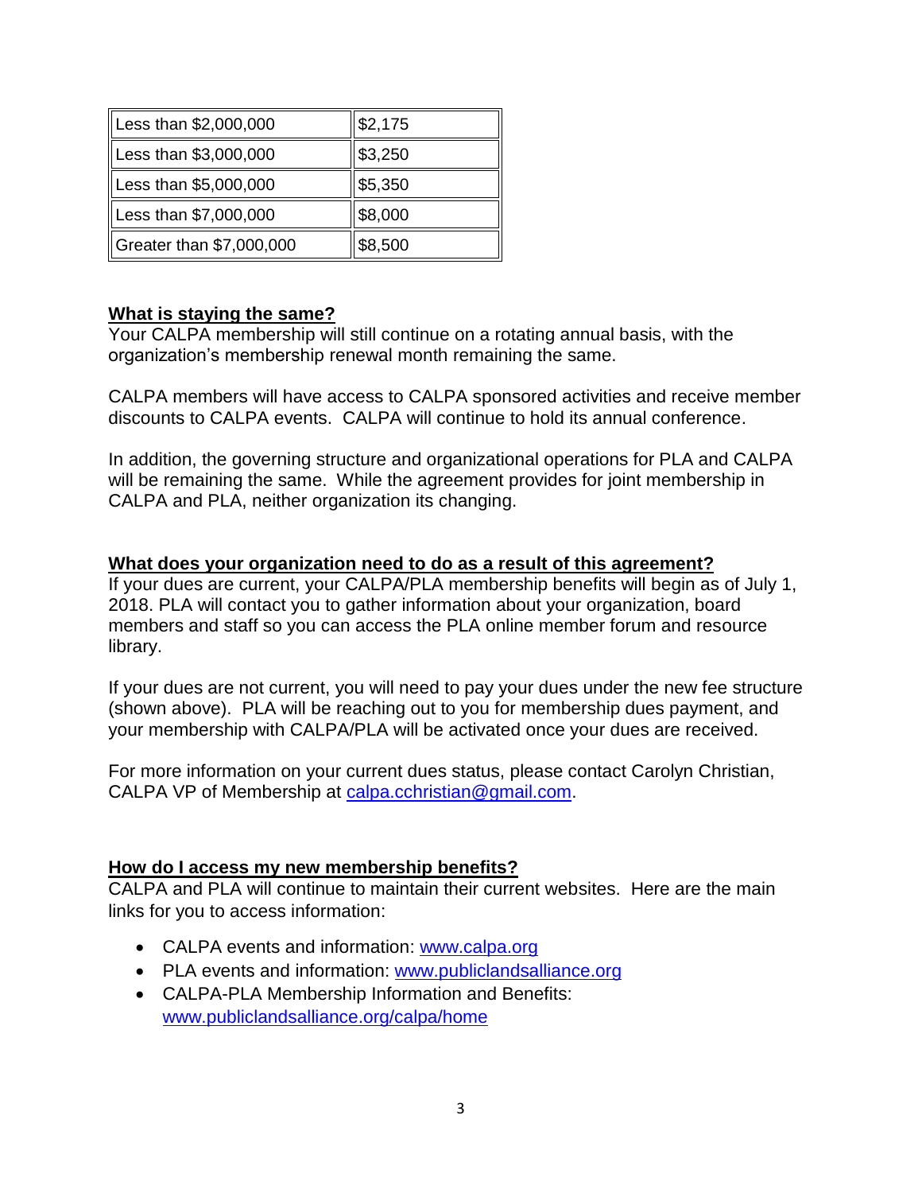| | |
|---|---|
| Less than $2,000,000 | $2,175 |
| Less than $3,000,000 | $3,250 |
| Less than $5,000,000 | $5,350 |
| Less than $7,000,000 | $8,000 |
| Greater than $7,000,000 | $8,500 |

**What is staying the same?**

Your CALPA membership will still continue on a rotating annual basis, with the organization's membership renewal month remaining the same.

CALPA members will have access to CALPA sponsored activities and receive member discounts to CALPA events. CALPA will continue to hold its annual conference.

In addition, the governing structure and organizational operations for PLA and CALPA will be remaining the same. While the agreement provides for joint membership in CALPA and PLA, neither organization its changing.

**What does your organization need to do as a result of this agreement?**

If your dues are current, your CALPA/PLA membership benefits will begin as of July 1, 2018. PLA will contact you to gather information about your organization, board members and staff so you can access the PLA online member forum and resource library.

If your dues are not current, you will need to pay your dues under the new fee structure (shown above). PLA will be reaching out to you for membership dues payment, and your membership with CALPA/PLA will be activated once your dues are received.

For more information on your current dues status, please contact Carolyn Christian, CALPA VP of Membership at calpa.cchristian@gmail.com.

**How do I access my new membership benefits?**

CALPA and PLA will continue to maintain their current websites. Here are the main links for you to access information:

- CALPA events and information: www.calpa.org
- PLA events and information: www.publiclandsalliance.org
- CALPA-PLA Membership Information and Benefits: www.publiclandsalliance.org/calpa/home